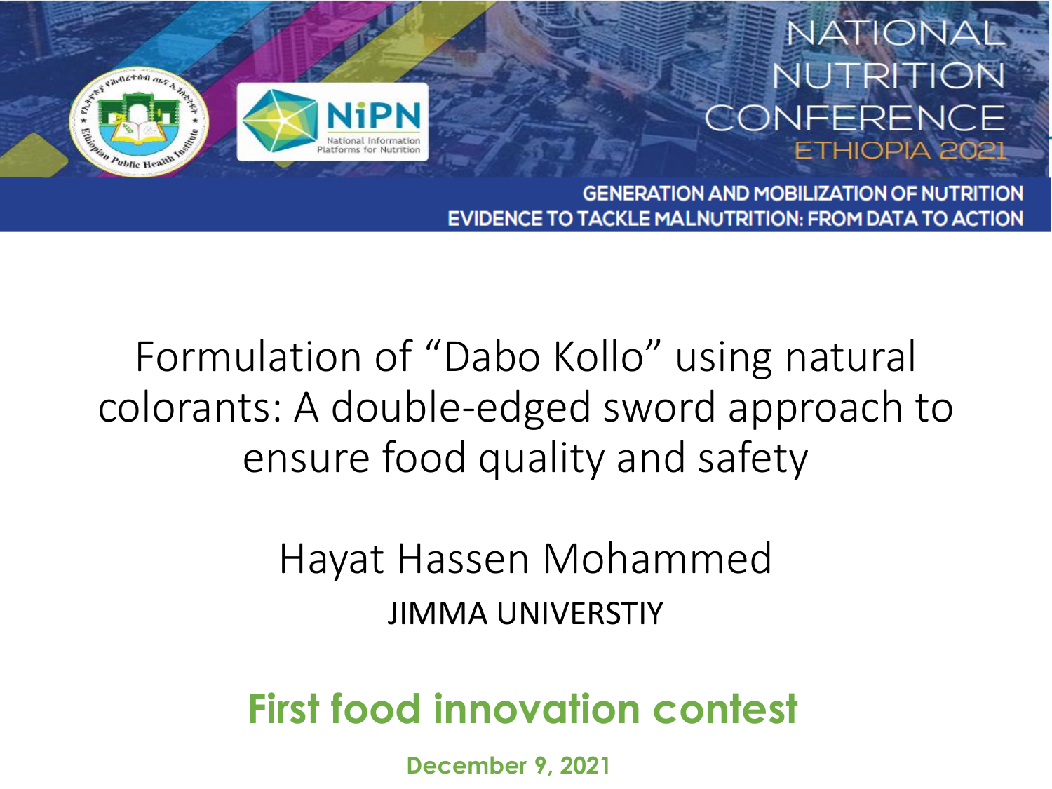NATIONAL NUTRITION CONFERENCE ETHIOPIA 2021

GENERATION AND MOBILIZATION OF NUTRITION EVIDENCE TO TACKLE MALNUTRITION: FROM DATA TO ACTION

# Formulation of "Dabo Kollo" using natural colorants: A double-edged sword approach to ensure food quality and safety

Hayat Hassen Mohammed

JIMMA UNIVERSTIY

**First food innovation contest**

**December 9, 2021**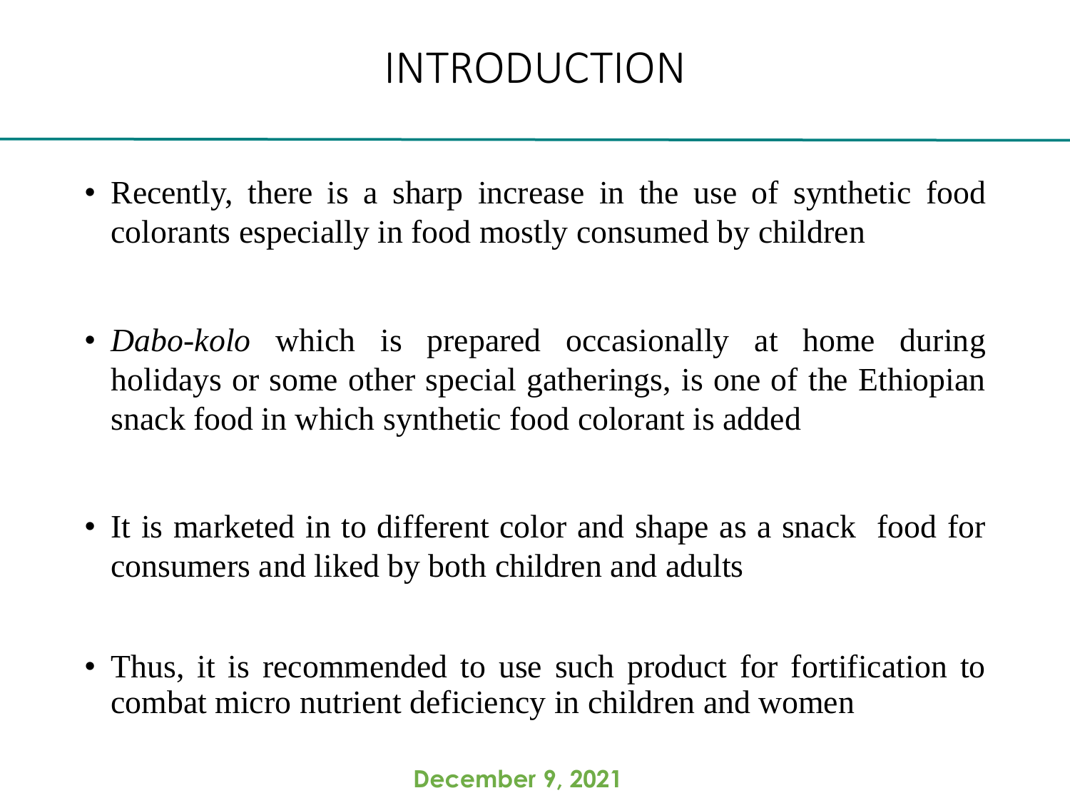# INTRODUCTION

- Recently, there is a sharp increase in the use of synthetic food colorants especially in food mostly consumed by children
- *Dabo-kolo* which is prepared occasionally at home during holidays or some other special gatherings, is one of the Ethiopian snack food in which synthetic food colorant is added
- It is marketed in to different color and shape as a snack food for consumers and liked by both children and adults
- Thus, it is recommended to use such product for fortification to combat micro nutrient deficiency in children and women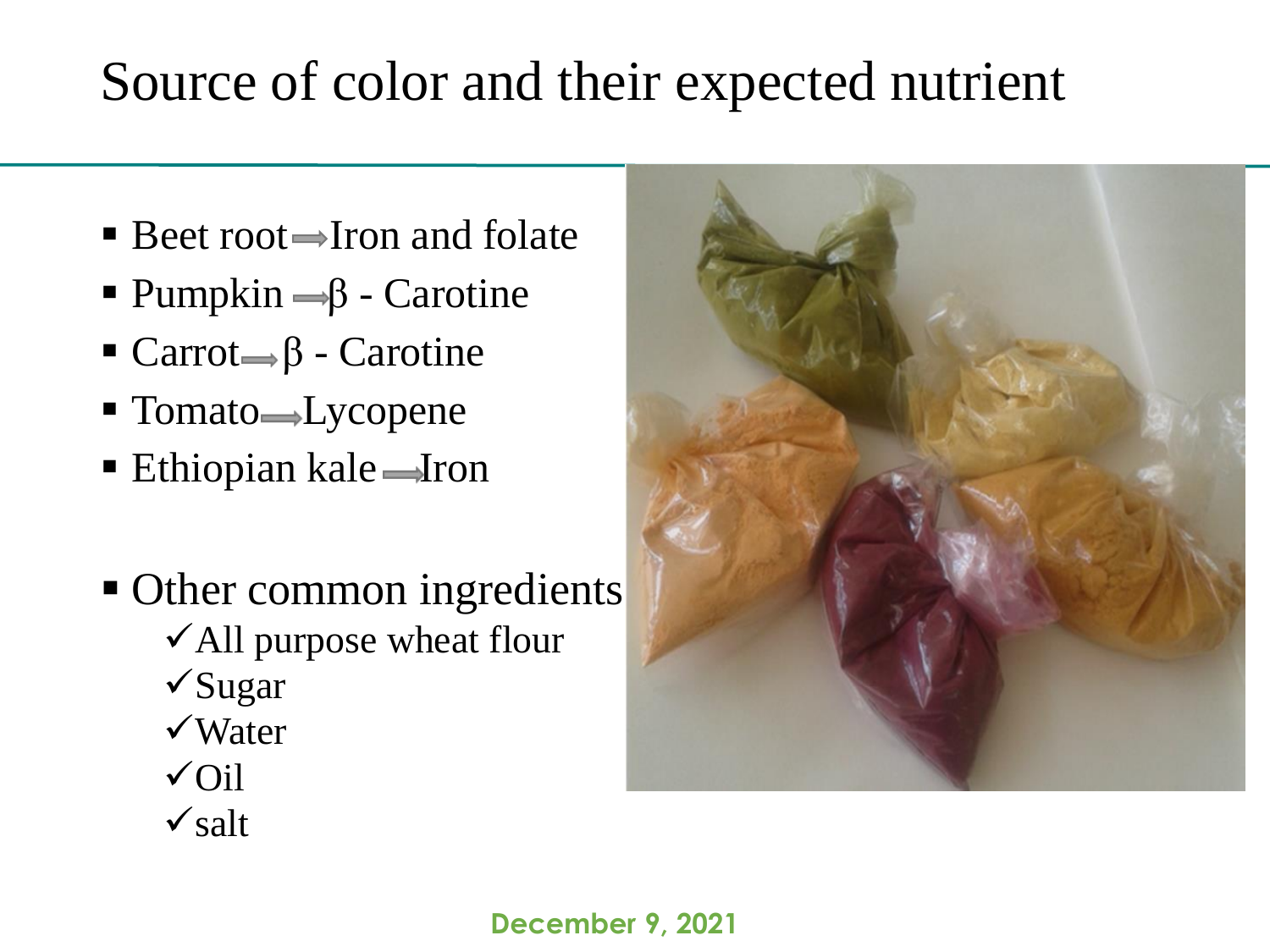# Source of color and their expected nutrient

- Beet root → Iron and folate
- Pumpkin → β - Carotine
- Carrot → β - Carotine
- Tomato → Lycopene
- Ethiopian kale → Iron

- Other common ingredients
  - ✓ All purpose wheat flour
  - ✓ Sugar
  - ✓ Water
  - ✓ Oil
  - ✓ salt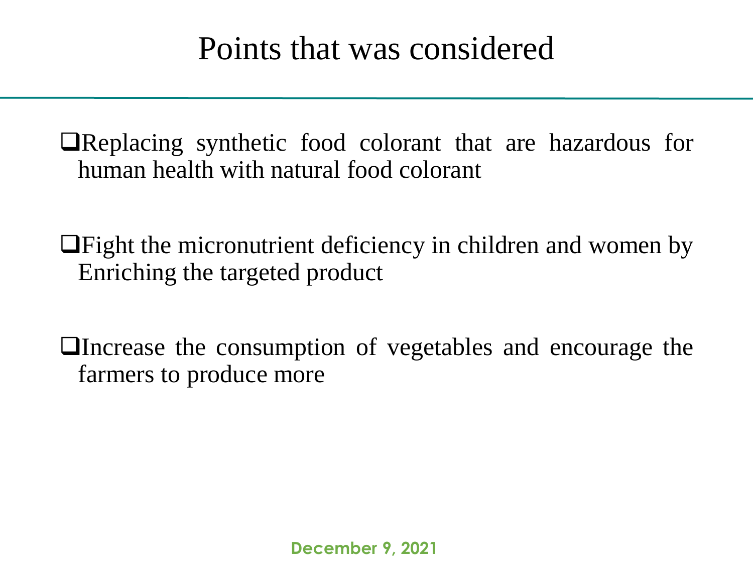# Points that was considered

- Replacing synthetic food colorant that are hazardous for human health with natural food colorant

- Fight the micronutrient deficiency in children and women by Enriching the targeted product

- Increase the consumption of vegetables and encourage the farmers to produce more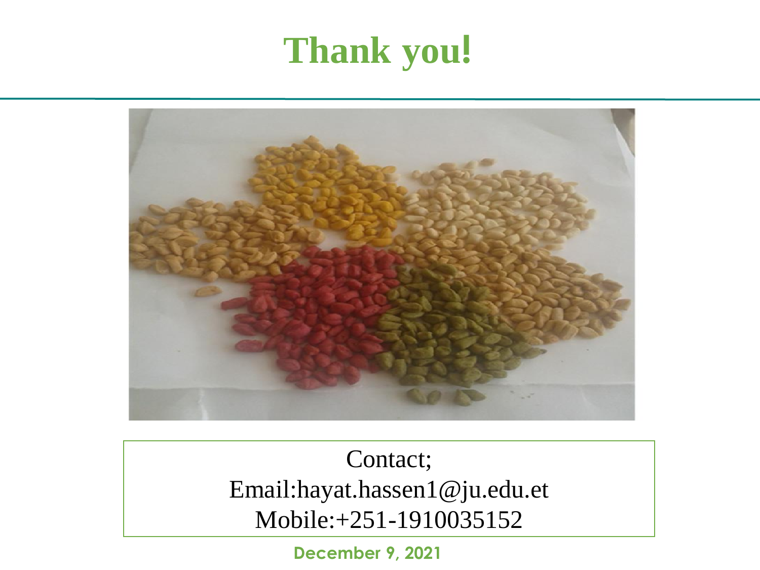# Thank you!

Contact;
Email:hayat.hassen1@ju.edu.et
Mobile:+251-1910035152

**December 9, 2021**